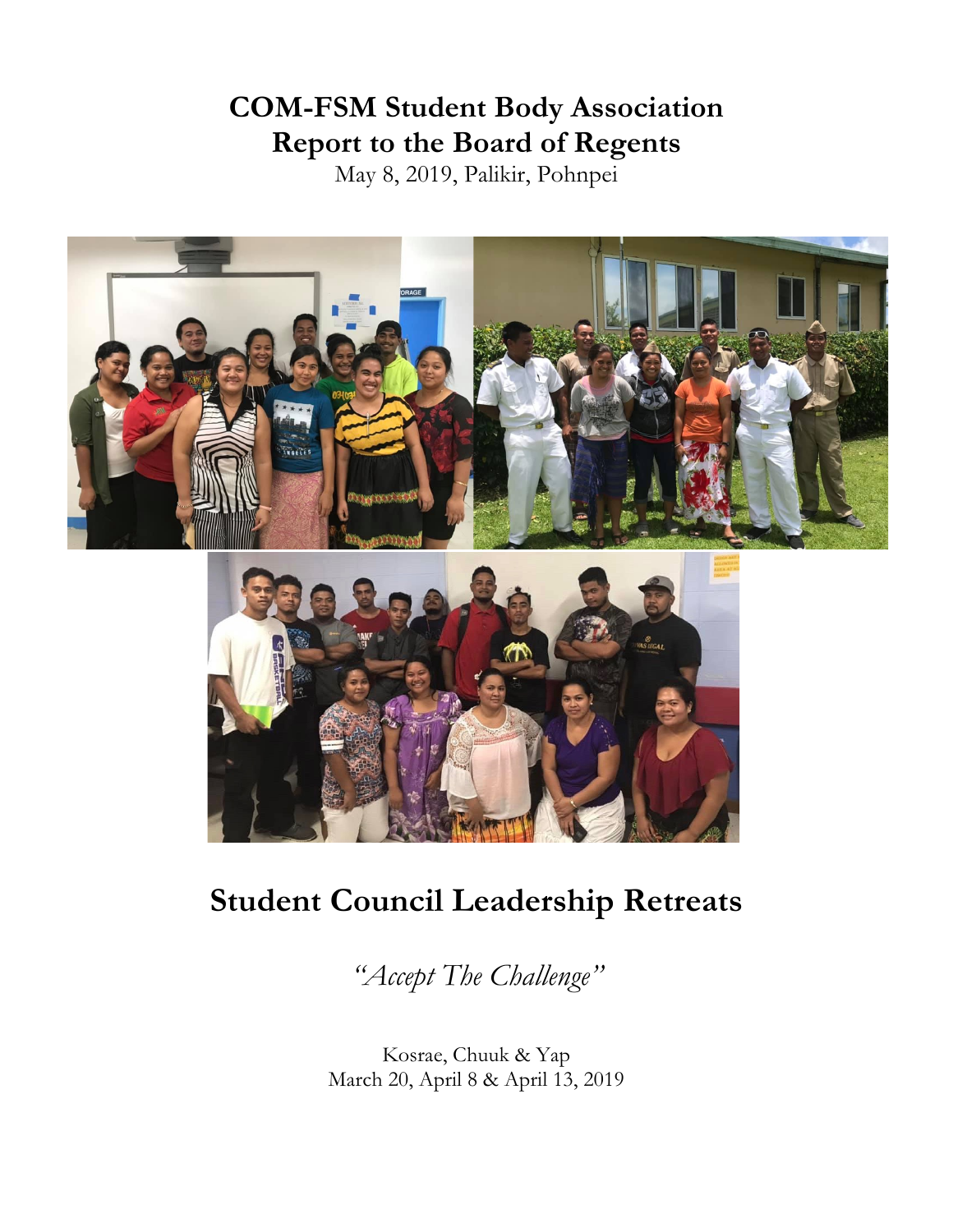# COM-FSM Student Body Association
# Report to the Board of Regents

May 8, 2019, Palikir, Pohnpei

# Student Council Leadership Retreats

*"Accept The Challenge"*

Kosrae, Chuuk & Yap
March 20, April 8 & April 13, 2019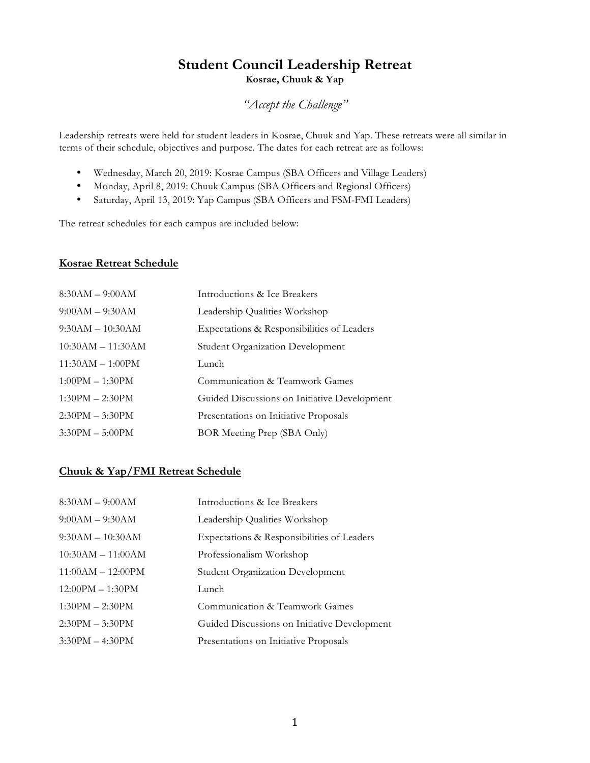# Student Council Leadership Retreat

**Kosrae, Chuuk & Yap**

*"Accept the Challenge"*

Leadership retreats were held for student leaders in Kosrae, Chuuk and Yap. These retreats were all similar in terms of their schedule, objectives and purpose. The dates for each retreat are as follows:

- Wednesday, March 20, 2019: Kosrae Campus (SBA Officers and Village Leaders)
- Monday, April 8, 2019: Chuuk Campus (SBA Officers and Regional Officers)
- Saturday, April 13, 2019: Yap Campus (SBA Officers and FSM-FMI Leaders)

The retreat schedules for each campus are included below:

## Kosrae Retreat Schedule

| Time | Activity |
|---|---|
| 8:30AM – 9:00AM | Introductions & Ice Breakers |
| 9:00AM – 9:30AM | Leadership Qualities Workshop |
| 9:30AM – 10:30AM | Expectations & Responsibilities of Leaders |
| 10:30AM – 11:30AM | Student Organization Development |
| 11:30AM – 1:00PM | Lunch |
| 1:00PM – 1:30PM | Communication & Teamwork Games |
| 1:30PM – 2:30PM | Guided Discussions on Initiative Development |
| 2:30PM – 3:30PM | Presentations on Initiative Proposals |
| 3:30PM – 5:00PM | BOR Meeting Prep (SBA Only) |

## Chuuk & Yap/FMI Retreat Schedule

| Time | Activity |
|---|---|
| 8:30AM – 9:00AM | Introductions & Ice Breakers |
| 9:00AM – 9:30AM | Leadership Qualities Workshop |
| 9:30AM – 10:30AM | Expectations & Responsibilities of Leaders |
| 10:30AM – 11:00AM | Professionalism Workshop |
| 11:00AM – 12:00PM | Student Organization Development |
| 12:00PM – 1:30PM | Lunch |
| 1:30PM – 2:30PM | Communication & Teamwork Games |
| 2:30PM – 3:30PM | Guided Discussions on Initiative Development |
| 3:30PM – 4:30PM | Presentations on Initiative Proposals |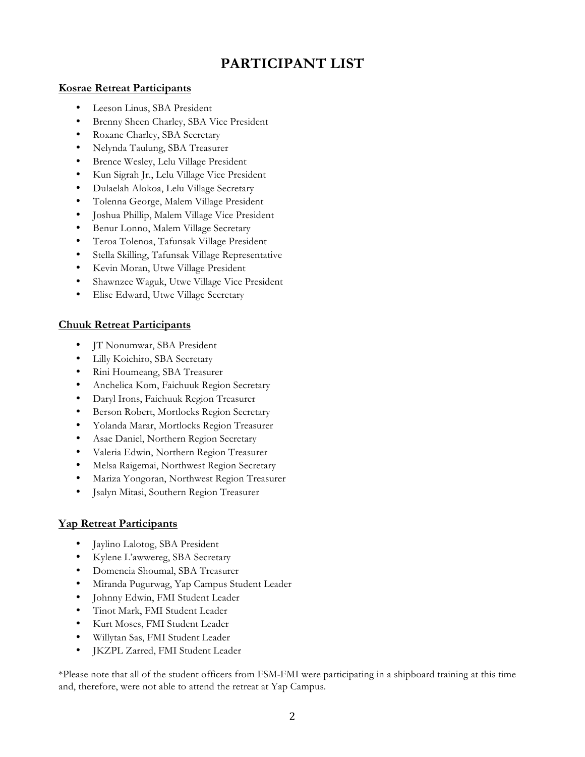# PARTICIPANT LIST

**Kosrae Retreat Participants**

- Leeson Linus, SBA President
- Brenny Sheen Charley, SBA Vice President
- Roxane Charley, SBA Secretary
- Nelynda Taulung, SBA Treasurer
- Brence Wesley, Lelu Village President
- Kun Sigrah Jr., Lelu Village Vice President
- Dulaelah Alokoa, Lelu Village Secretary
- Tolenna George, Malem Village President
- Joshua Phillip, Malem Village Vice President
- Benur Lonno, Malem Village Secretary
- Teroa Tolenoa, Tafunsak Village President
- Stella Skilling, Tafunsak Village Representative
- Kevin Moran, Utwe Village President
- Shawnzee Waguk, Utwe Village Vice President
- Elise Edward, Utwe Village Secretary

**Chuuk Retreat Participants**

- JT Nonumwar, SBA President
- Lilly Koichiro, SBA Secretary
- Rini Houmeang, SBA Treasurer
- Anchelica Kom, Faichuuk Region Secretary
- Daryl Irons, Faichuuk Region Treasurer
- Berson Robert, Mortlocks Region Secretary
- Yolanda Marar, Mortlocks Region Treasurer
- Asae Daniel, Northern Region Secretary
- Valeria Edwin, Northern Region Treasurer
- Melsa Raigemai, Northwest Region Secretary
- Mariza Yongoran, Northwest Region Treasurer
- Jsalyn Mitasi, Southern Region Treasurer

**Yap Retreat Participants**

- Jaylino Lalotog, SBA President
- Kylene L'awwereg, SBA Secretary
- Domencia Shoumal, SBA Treasurer
- Miranda Pugurwag, Yap Campus Student Leader
- Johnny Edwin, FMI Student Leader
- Tinot Mark, FMI Student Leader
- Kurt Moses, FMI Student Leader
- Willytan Sas, FMI Student Leader
- JKZPL Zarred, FMI Student Leader

*Please note that all of the student officers from FSM-FMI were participating in a shipboard training at this time and, therefore, were not able to attend the retreat at Yap Campus.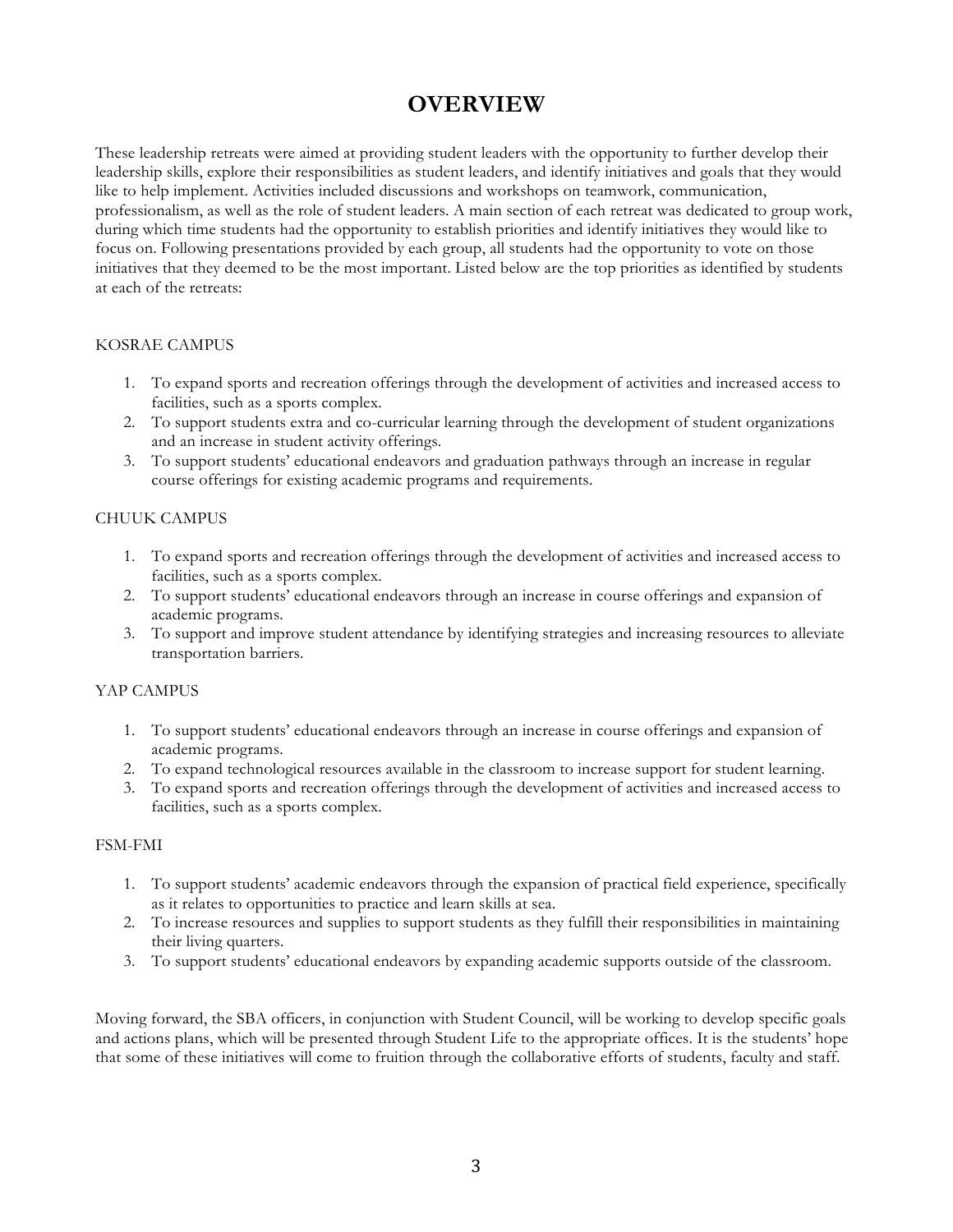# OVERVIEW

These leadership retreats were aimed at providing student leaders with the opportunity to further develop their leadership skills, explore their responsibilities as student leaders, and identify initiatives and goals that they would like to help implement. Activities included discussions and workshops on teamwork, communication, professionalism, as well as the role of student leaders. A main section of each retreat was dedicated to group work, during which time students had the opportunity to establish priorities and identify initiatives they would like to focus on. Following presentations provided by each group, all students had the opportunity to vote on those initiatives that they deemed to be the most important. Listed below are the top priorities as identified by students at each of the retreats:

KOSRAE CAMPUS

1. To expand sports and recreation offerings through the development of activities and increased access to facilities, such as a sports complex.
2. To support students extra and co-curricular learning through the development of student organizations and an increase in student activity offerings.
3. To support students' educational endeavors and graduation pathways through an increase in regular course offerings for existing academic programs and requirements.

CHUUK CAMPUS

1. To expand sports and recreation offerings through the development of activities and increased access to facilities, such as a sports complex.
2. To support students' educational endeavors through an increase in course offerings and expansion of academic programs.
3. To support and improve student attendance by identifying strategies and increasing resources to alleviate transportation barriers.

YAP CAMPUS

1. To support students' educational endeavors through an increase in course offerings and expansion of academic programs.
2. To expand technological resources available in the classroom to increase support for student learning.
3. To expand sports and recreation offerings through the development of activities and increased access to facilities, such as a sports complex.

FSM-FMI

1. To support students' academic endeavors through the expansion of practical field experience, specifically as it relates to opportunities to practice and learn skills at sea.
2. To increase resources and supplies to support students as they fulfill their responsibilities in maintaining their living quarters.
3. To support students' educational endeavors by expanding academic supports outside of the classroom.

Moving forward, the SBA officers, in conjunction with Student Council, will be working to develop specific goals and actions plans, which will be presented through Student Life to the appropriate offices. It is the students' hope that some of these initiatives will come to fruition through the collaborative efforts of students, faculty and staff.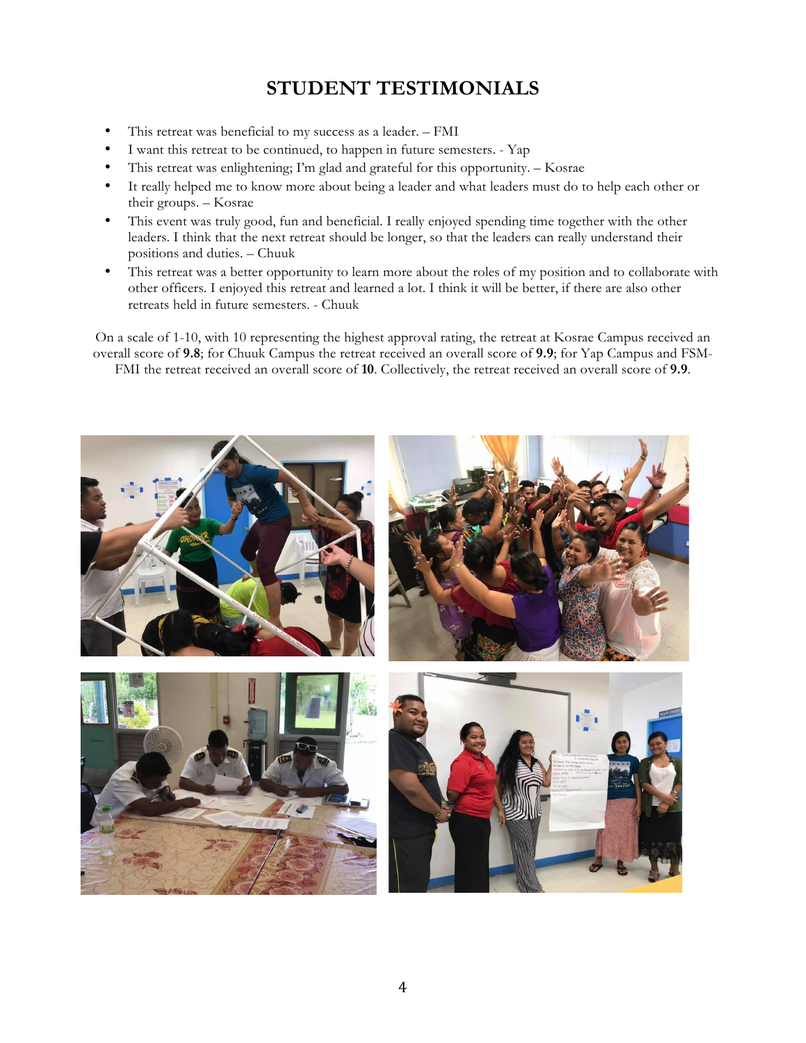# STUDENT TESTIMONIALS

- This retreat was beneficial to my success as a leader. – FMI
- I want this retreat to be continued, to happen in future semesters. - Yap
- This retreat was enlightening; I'm glad and grateful for this opportunity. – Kosrae
- It really helped me to know more about being a leader and what leaders must do to help each other or their groups. – Kosrae
- This event was truly good, fun and beneficial. I really enjoyed spending time together with the other leaders. I think that the next retreat should be longer, so that the leaders can really understand their positions and duties. – Chuuk
- This retreat was a better opportunity to learn more about the roles of my position and to collaborate with other officers. I enjoyed this retreat and learned a lot. I think it will be better, if there are also other retreats held in future semesters. - Chuuk

On a scale of 1-10, with 10 representing the highest approval rating, the retreat at Kosrae Campus received an overall score of **9.8**; for Chuuk Campus the retreat received an overall score of **9.9**; for Yap Campus and FSM-FMI the retreat received an overall score of **10**. Collectively, the retreat received an overall score of **9.9**.